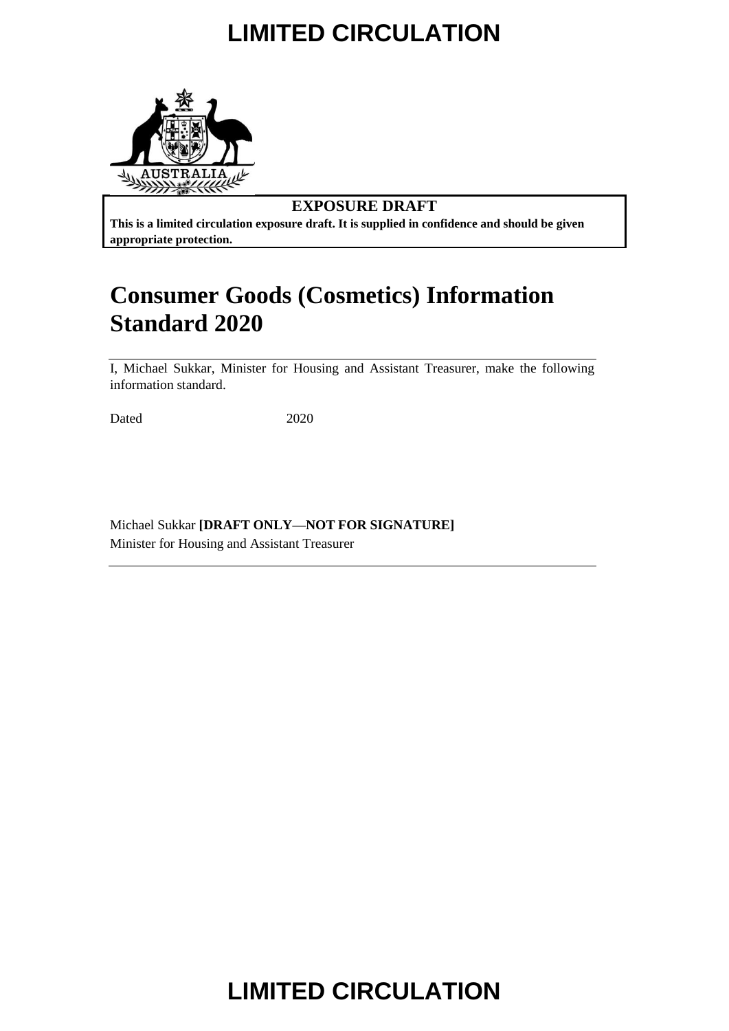**LIMITED CIRCULATION**

**EXPOSURE DRAFT**

**This is a limited circulation exposure draft. It is supplied in confidence and should be given appropriate protection.**

# Consumer Goods (Cosmetics) Information Standard 2020

I, Michael Sukkar, Minister for Housing and Assistant Treasurer, make the following information standard.

Dated 2020

Michael Sukkar **[DRAFT ONLY—NOT FOR SIGNATURE]**
Minister for Housing and Assistant Treasurer

**LIMITED CIRCULATION**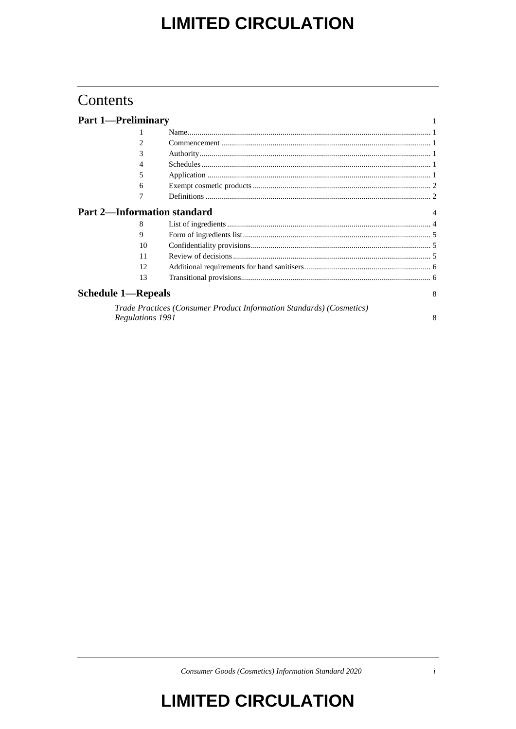# Contents

## Part 1—Preliminary 1

| | | |
|---|---|---|
| 1 | Name | 1 |
| 2 | Commencement | 1 |
| 3 | Authority | 1 |
| 4 | Schedules | 1 |
| 5 | Application | 1 |
| 6 | Exempt cosmetic products | 2 |
| 7 | Definitions | 2 |

## Part 2—Information standard 4

| | | |
|---|---|---|
| 8 | List of ingredients | 4 |
| 9 | Form of ingredients list | 5 |
| 10 | Confidentiality provisions | 5 |
| 11 | Review of decisions | 5 |
| 12 | Additional requirements for hand sanitisers | 6 |
| 13 | Transitional provisions | 6 |

## Schedule 1—Repeals 8

*Trade Practices (Consumer Product Information Standards) (Cosmetics) Regulations 1991* 8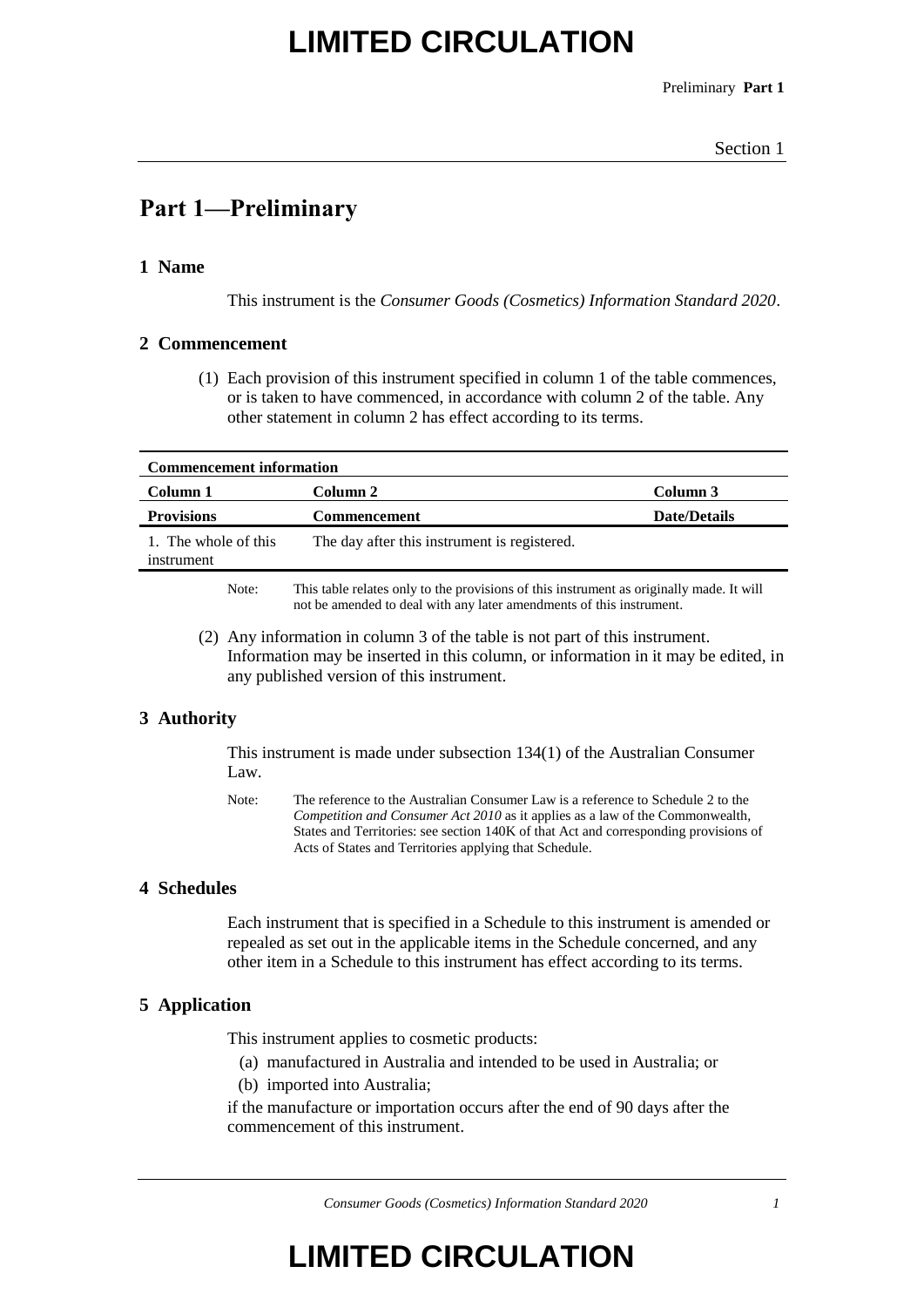# Part 1—Preliminary

## 1 Name

This instrument is the *Consumer Goods (Cosmetics) Information Standard 2020*.

## 2 Commencement

(1) Each provision of this instrument specified in column 1 of the table commences, or is taken to have commenced, in accordance with column 2 of the table. Any other statement in column 2 has effect according to its terms.

| **Commencement information** | | |
|---|---|---|
| **Column 1** | **Column 2** | **Column 3** |
| **Provisions** | **Commencement** | **Date/Details** |
| 1. The whole of this instrument | The day after this instrument is registered. | |

Note: This table relates only to the provisions of this instrument as originally made. It will not be amended to deal with any later amendments of this instrument.

(2) Any information in column 3 of the table is not part of this instrument. Information may be inserted in this column, or information in it may be edited, in any published version of this instrument.

## 3 Authority

This instrument is made under subsection 134(1) of the Australian Consumer Law.

Note: The reference to the Australian Consumer Law is a reference to Schedule 2 to the *Competition and Consumer Act 2010* as it applies as a law of the Commonwealth, States and Territories: see section 140K of that Act and corresponding provisions of Acts of States and Territories applying that Schedule.

## 4 Schedules

Each instrument that is specified in a Schedule to this instrument is amended or repealed as set out in the applicable items in the Schedule concerned, and any other item in a Schedule to this instrument has effect according to its terms.

## 5 Application

This instrument applies to cosmetic products:

(a) manufactured in Australia and intended to be used in Australia; or

(b) imported into Australia;

if the manufacture or importation occurs after the end of 90 days after the commencement of this instrument.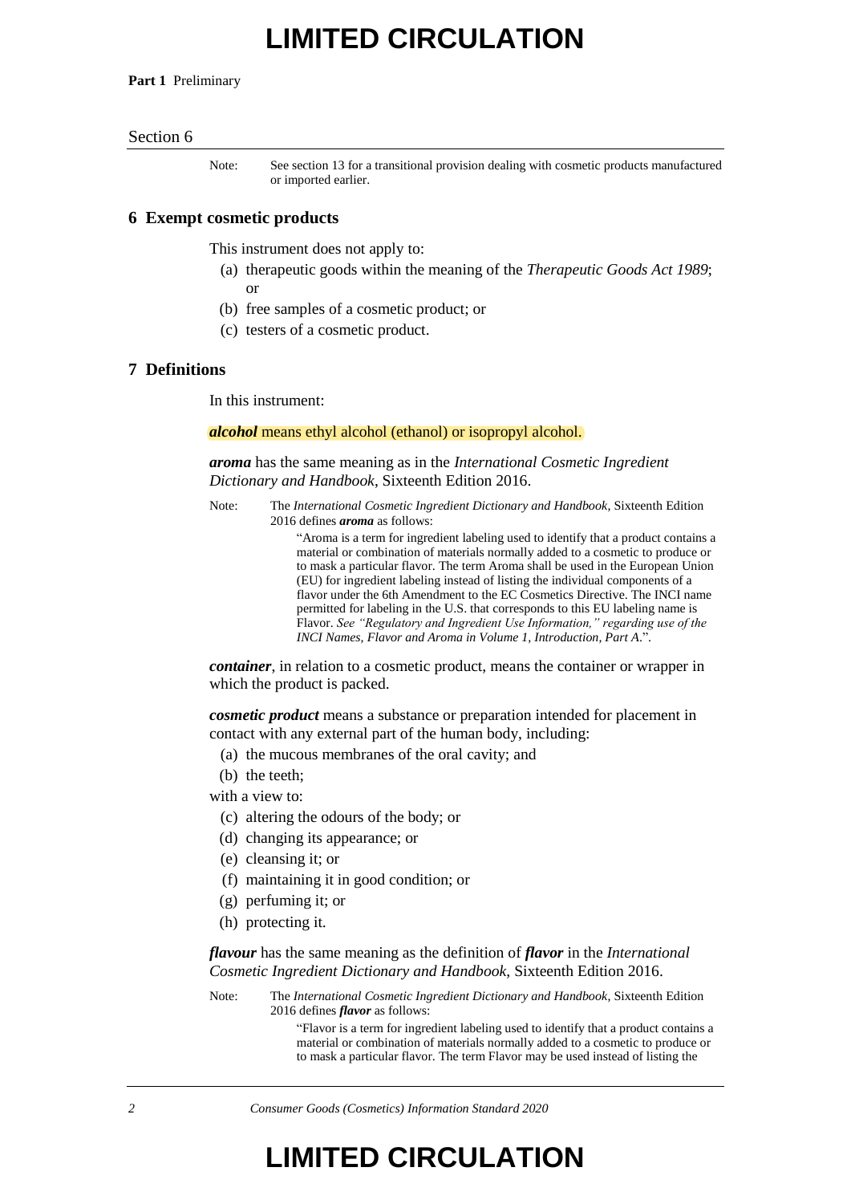Note: See section 13 for a transitional provision dealing with cosmetic products manufactured or imported earlier.

## 6 Exempt cosmetic products

This instrument does not apply to:

(a) therapeutic goods within the meaning of the *Therapeutic Goods Act 1989*; or

(b) free samples of a cosmetic product; or

(c) testers of a cosmetic product.

## 7 Definitions

In this instrument:

***alcohol*** means ethyl alcohol (ethanol) or isopropyl alcohol.

***aroma*** has the same meaning as in the *International Cosmetic Ingredient Dictionary and Handbook*, Sixteenth Edition 2016.

Note: The *International Cosmetic Ingredient Dictionary and Handbook*, Sixteenth Edition 2016 defines ***aroma*** as follows:

> "Aroma is a term for ingredient labeling used to identify that a product contains a material or combination of materials normally added to a cosmetic to produce or to mask a particular flavor. The term Aroma shall be used in the European Union (EU) for ingredient labeling instead of listing the individual components of a flavor under the 6th Amendment to the EC Cosmetics Directive. The INCI name permitted for labeling in the U.S. that corresponds to this EU labeling name is Flavor. *See "Regulatory and Ingredient Use Information," regarding use of the INCI Names, Flavor and Aroma in Volume 1, Introduction, Part A*.".

***container***, in relation to a cosmetic product, means the container or wrapper in which the product is packed.

***cosmetic product*** means a substance or preparation intended for placement in contact with any external part of the human body, including:

(a) the mucous membranes of the oral cavity; and

(b) the teeth;

with a view to:

(c) altering the odours of the body; or

(d) changing its appearance; or

(e) cleansing it; or

(f) maintaining it in good condition; or

(g) perfuming it; or

(h) protecting it.

***flavour*** has the same meaning as the definition of ***flavor*** in the *International Cosmetic Ingredient Dictionary and Handbook*, Sixteenth Edition 2016.

Note: The *International Cosmetic Ingredient Dictionary and Handbook*, Sixteenth Edition 2016 defines ***flavor*** as follows:

> "Flavor is a term for ingredient labeling used to identify that a product contains a material or combination of materials normally added to a cosmetic to produce or to mask a particular flavor. The term Flavor may be used instead of listing the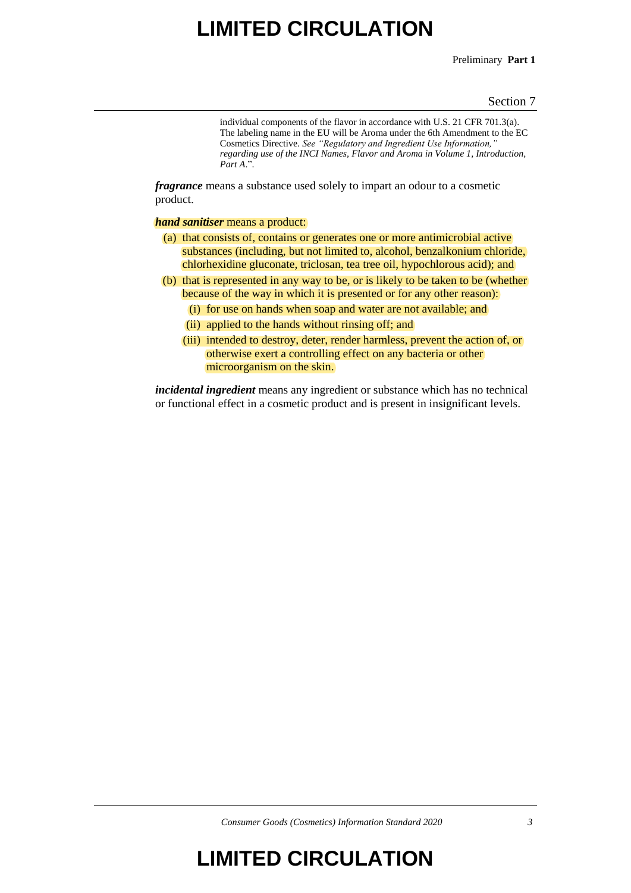individual components of the flavor in accordance with U.S. 21 CFR 701.3(a). The labeling name in the EU will be Aroma under the 6th Amendment to the EC Cosmetics Directive. *See "Regulatory and Ingredient Use Information," regarding use of the INCI Names, Flavor and Aroma in Volume 1, Introduction, Part A*.".

***fragrance*** means a substance used solely to impart an odour to a cosmetic product.

***hand sanitiser*** means a product:

(a) that consists of, contains or generates one or more antimicrobial active substances (including, but not limited to, alcohol, benzalkonium chloride, chlorhexidine gluconate, triclosan, tea tree oil, hypochlorous acid); and

(b) that is represented in any way to be, or is likely to be taken to be (whether because of the way in which it is presented or for any other reason):

(i) for use on hands when soap and water are not available; and

(ii) applied to the hands without rinsing off; and

(iii) intended to destroy, deter, render harmless, prevent the action of, or otherwise exert a controlling effect on any bacteria or other microorganism on the skin.

***incidental ingredient*** means any ingredient or substance which has no technical or functional effect in a cosmetic product and is present in insignificant levels.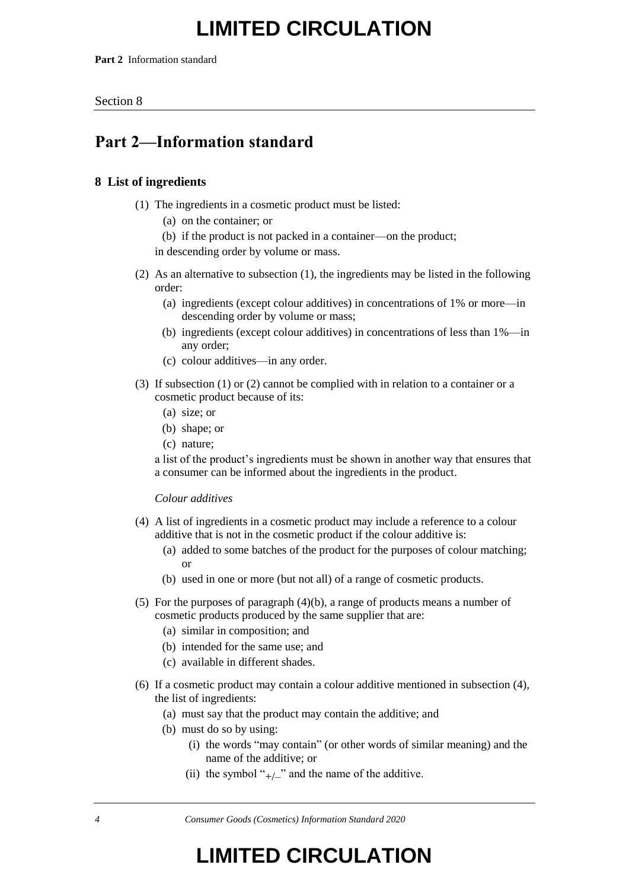## Part 2—Information standard

### 8 List of ingredients

(1) The ingredients in a cosmetic product must be listed:

(a) on the container; or

(b) if the product is not packed in a container—on the product;

in descending order by volume or mass.

(2) As an alternative to subsection (1), the ingredients may be listed in the following order:

(a) ingredients (except colour additives) in concentrations of 1% or more—in descending order by volume or mass;

(b) ingredients (except colour additives) in concentrations of less than 1%—in any order;

(c) colour additives—in any order.

(3) If subsection (1) or (2) cannot be complied with in relation to a container or a cosmetic product because of its:

(a) size; or

(b) shape; or

(c) nature;

a list of the product's ingredients must be shown in another way that ensures that a consumer can be informed about the ingredients in the product.

*Colour additives*

(4) A list of ingredients in a cosmetic product may include a reference to a colour additive that is not in the cosmetic product if the colour additive is:

(a) added to some batches of the product for the purposes of colour matching; or

(b) used in one or more (but not all) of a range of cosmetic products.

(5) For the purposes of paragraph (4)(b), a range of products means a number of cosmetic products produced by the same supplier that are:

(a) similar in composition; and

(b) intended for the same use; and

(c) available in different shades.

(6) If a cosmetic product may contain a colour additive mentioned in subsection (4), the list of ingredients:

(a) must say that the product may contain the additive; and

(b) must do so by using:

(i) the words "may contain" (or other words of similar meaning) and the name of the additive; or

(ii) the symbol "$_{+/-}$" and the name of the additive.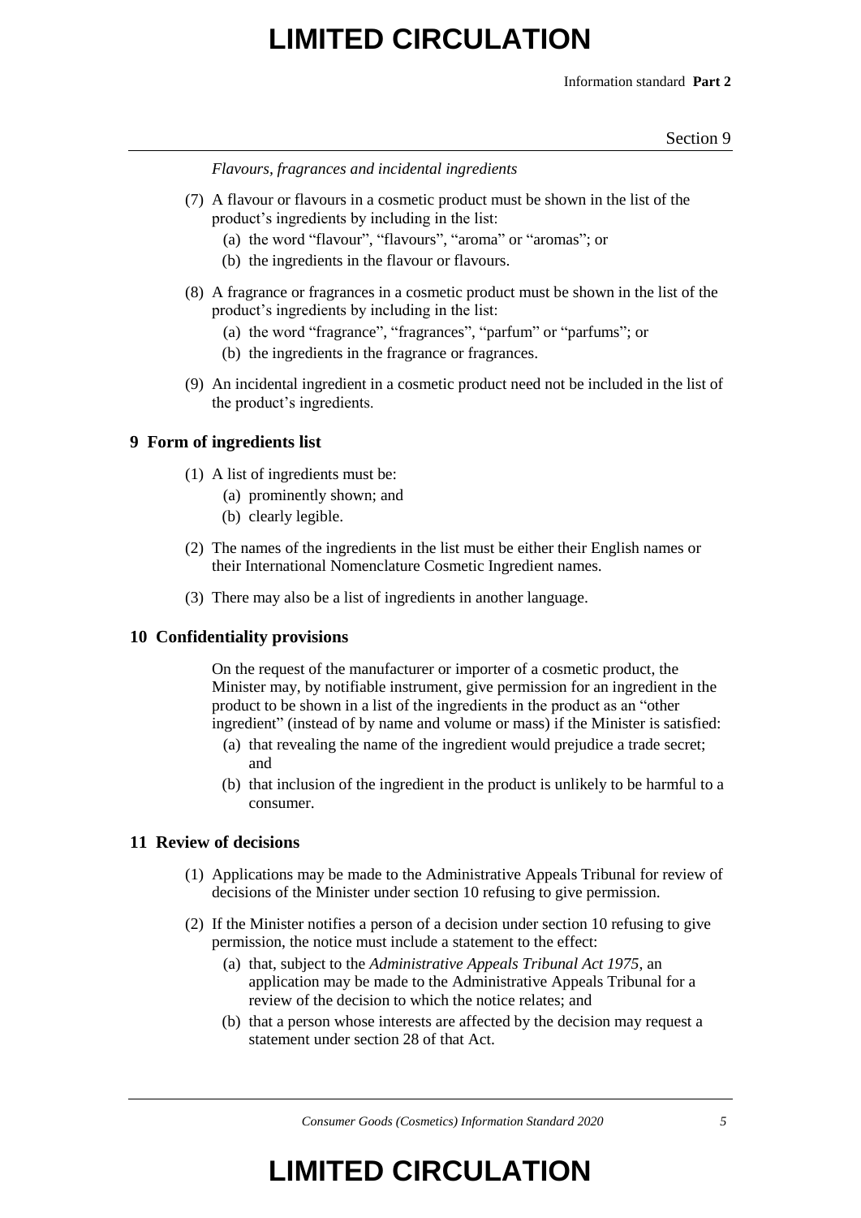*Flavours, fragrances and incidental ingredients*

(7) A flavour or flavours in a cosmetic product must be shown in the list of the product's ingredients by including in the list:

(a) the word "flavour", "flavours", "aroma" or "aromas"; or

(b) the ingredients in the flavour or flavours.

(8) A fragrance or fragrances in a cosmetic product must be shown in the list of the product's ingredients by including in the list:

(a) the word "fragrance", "fragrances", "parfum" or "parfums"; or

(b) the ingredients in the fragrance or fragrances.

(9) An incidental ingredient in a cosmetic product need not be included in the list of the product's ingredients.

## 9 Form of ingredients list

(1) A list of ingredients must be:

(a) prominently shown; and

(b) clearly legible.

(2) The names of the ingredients in the list must be either their English names or their International Nomenclature Cosmetic Ingredient names.

(3) There may also be a list of ingredients in another language.

## 10 Confidentiality provisions

On the request of the manufacturer or importer of a cosmetic product, the Minister may, by notifiable instrument, give permission for an ingredient in the product to be shown in a list of the ingredients in the product as an "other ingredient" (instead of by name and volume or mass) if the Minister is satisfied:

(a) that revealing the name of the ingredient would prejudice a trade secret; and

(b) that inclusion of the ingredient in the product is unlikely to be harmful to a consumer.

## 11 Review of decisions

(1) Applications may be made to the Administrative Appeals Tribunal for review of decisions of the Minister under section 10 refusing to give permission.

(2) If the Minister notifies a person of a decision under section 10 refusing to give permission, the notice must include a statement to the effect:

(a) that, subject to the *Administrative Appeals Tribunal Act 1975*, an application may be made to the Administrative Appeals Tribunal for a review of the decision to which the notice relates; and

(b) that a person whose interests are affected by the decision may request a statement under section 28 of that Act.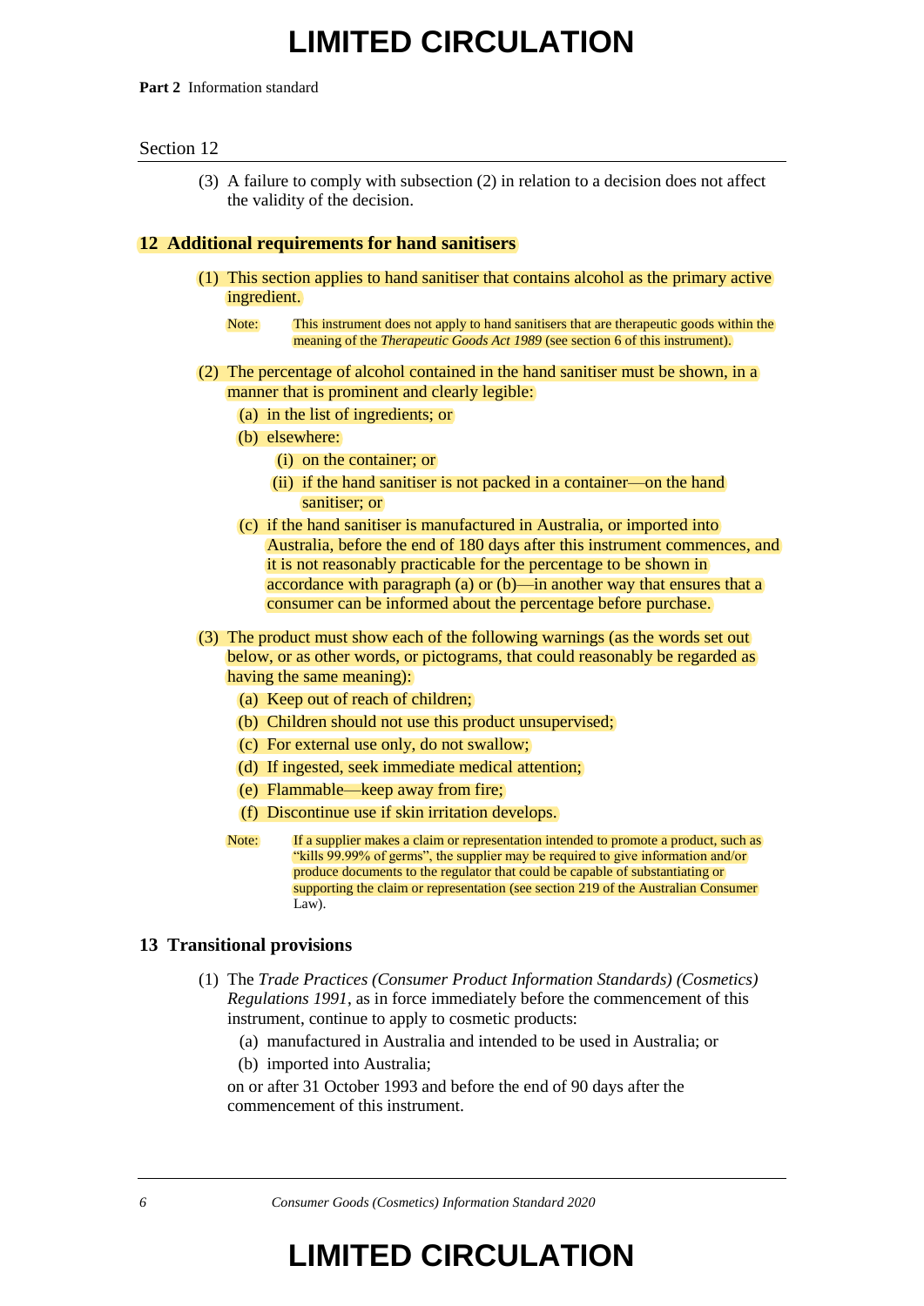**Part 2** Information standard

Section 12

(3) A failure to comply with subsection (2) in relation to a decision does not affect the validity of the decision.

## 12 Additional requirements for hand sanitisers

(1) This section applies to hand sanitiser that contains alcohol as the primary active ingredient.

Note: This instrument does not apply to hand sanitisers that are therapeutic goods within the meaning of the *Therapeutic Goods Act 1989* (see section 6 of this instrument).

(2) The percentage of alcohol contained in the hand sanitiser must be shown, in a manner that is prominent and clearly legible:

- (a) in the list of ingredients; or
- (b) elsewhere:
  - (i) on the container; or
  - (ii) if the hand sanitiser is not packed in a container—on the hand sanitiser; or
- (c) if the hand sanitiser is manufactured in Australia, or imported into Australia, before the end of 180 days after this instrument commences, and it is not reasonably practicable for the percentage to be shown in accordance with paragraph (a) or (b)—in another way that ensures that a consumer can be informed about the percentage before purchase.

(3) The product must show each of the following warnings (as the words set out below, or as other words, or pictograms, that could reasonably be regarded as having the same meaning):

- (a) Keep out of reach of children;
- (b) Children should not use this product unsupervised;
- (c) For external use only, do not swallow;
- (d) If ingested, seek immediate medical attention;
- (e) Flammable—keep away from fire;
- (f) Discontinue use if skin irritation develops.

Note: If a supplier makes a claim or representation intended to promote a product, such as "kills 99.99% of germs", the supplier may be required to give information and/or produce documents to the regulator that could be capable of substantiating or supporting the claim or representation (see section 219 of the Australian Consumer Law).

## 13 Transitional provisions

(1) The *Trade Practices (Consumer Product Information Standards) (Cosmetics) Regulations 1991*, as in force immediately before the commencement of this instrument, continue to apply to cosmetic products:

- (a) manufactured in Australia and intended to be used in Australia; or
- (b) imported into Australia;

on or after 31 October 1993 and before the end of 90 days after the commencement of this instrument.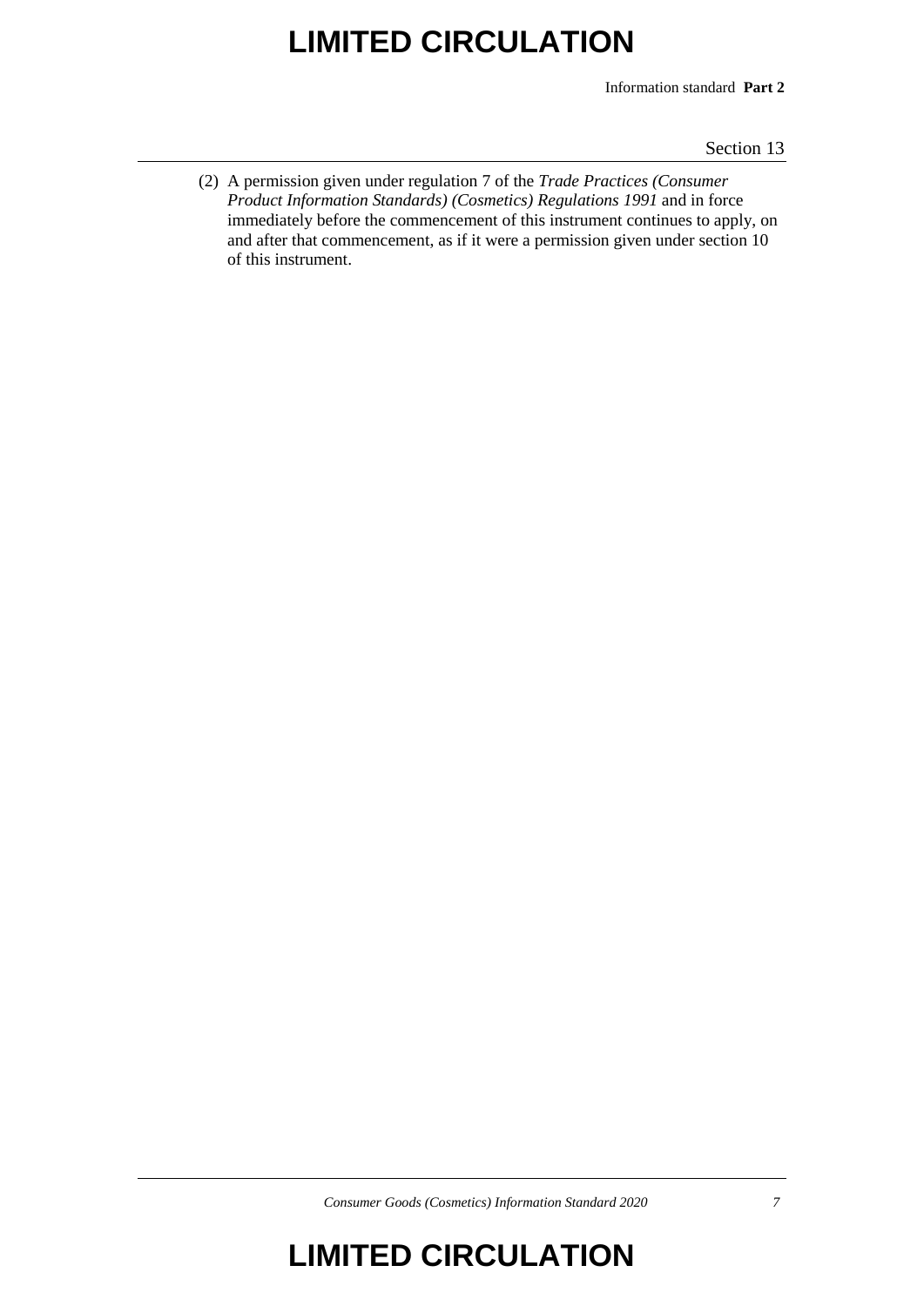(2) A permission given under regulation 7 of the *Trade Practices (Consumer Product Information Standards) (Cosmetics) Regulations 1991* and in force immediately before the commencement of this instrument continues to apply, on and after that commencement, as if it were a permission given under section 10 of this instrument.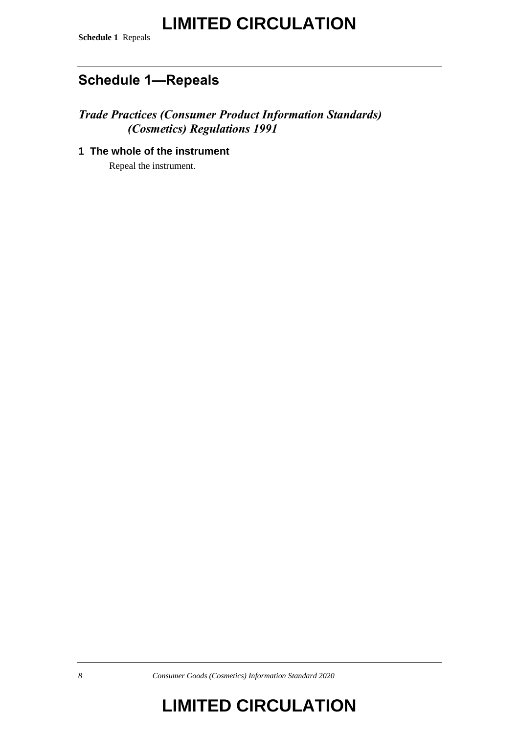## Schedule 1—Repeals

### *Trade Practices (Consumer Product Information Standards) (Cosmetics) Regulations 1991*

#### 1 The whole of the instrument

Repeal the instrument.